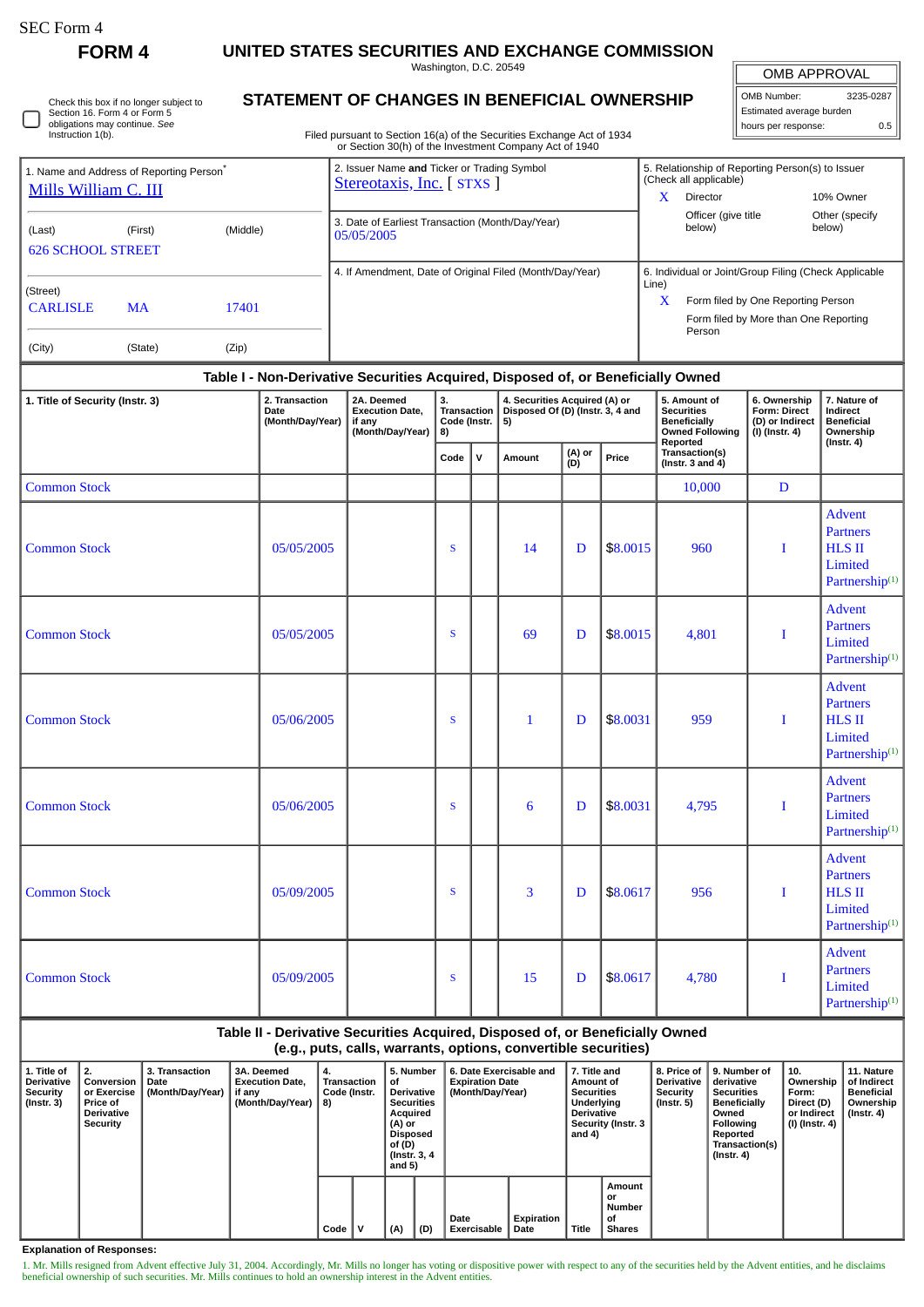SEC Form 4

**FORM 4**

# UNITED STATES SECURITIES AND EXCHANGE COMMISSION

Washington, D.C. 20549

## STATEMENT OF CHANGES IN BENEFICIAL OWNERSHIP

Filed pursuant to Section 16(a) of the Securities Exchange Act of 1934 or Section 30(h) of the Investment Company Act of 1940

| OMB APPROVAL | |
|---|---|
| OMB Number: | 3235-0287 |
| Estimated average burden | |
| hours per response: | 0.5 |

☐ Check this box if no longer subject to Section 16. Form 4 or Form 5 obligations may continue. *See* Instruction 1(b).

1. Name and Address of Reporting Person*
Mills William C. III

(Last) (First) (Middle)
626 SCHOOL STREET

(Street)
CARLISLE MA 17401

(City) (State) (Zip)

2. Issuer Name **and** Ticker or Trading Symbol
Stereotaxis, Inc. [ STXS ]

3. Date of Earliest Transaction (Month/Day/Year)
05/05/2005

4. If Amendment, Date of Original Filed (Month/Day/Year)

5. Relationship of Reporting Person(s) to Issuer (Check all applicable)
X Director
10% Owner
Officer (give title below)
Other (specify below)

6. Individual or Joint/Group Filing (Check Applicable Line)
X Form filed by One Reporting Person
Form filed by More than One Reporting Person

**Table I - Non-Derivative Securities Acquired, Disposed of, or Beneficially Owned**

| 1. Title of Security (Instr. 3) | 2. Transaction Date (Month/Day/Year) | 2A. Deemed Execution Date, if any (Month/Day/Year) | 3. Transaction Code (Instr. 8) | | 4. Securities Acquired (A) or Disposed Of (D) (Instr. 3, 4 and 5) | | | 5. Amount of Securities Beneficially Owned Following Reported Transaction(s) (Instr. 3 and 4) | 6. Ownership Form: Direct (D) or Indirect (I) (Instr. 4) | 7. Nature of Indirect Beneficial Ownership (Instr. 4) |
|---|---|---|---|---|---|---|---|---|---|---|
| | | | Code | V | Amount | (A) or (D) | Price | | | |
| Common Stock | | | | | | | | 10,000 | D | |
| Common Stock | 05/05/2005 | | S | | 14 | D | $8.0015 | 960 | I | Advent Partners HLS II Limited Partnership[1] |
| Common Stock | 05/05/2005 | | S | | 69 | D | $8.0015 | 4,801 | I | Advent Partners Limited Partnership[1] |
| Common Stock | 05/06/2005 | | S | | 1 | D | $8.0031 | 959 | I | Advent Partners HLS II Limited Partnership[1] |
| Common Stock | 05/06/2005 | | S | | 6 | D | $8.0031 | 4,795 | I | Advent Partners Limited Partnership[1] |
| Common Stock | 05/09/2005 | | S | | 3 | D | $8.0617 | 956 | I | Advent Partners HLS II Limited Partnership[1] |
| Common Stock | 05/09/2005 | | S | | 15 | D | $8.0617 | 4,780 | I | Advent Partners Limited Partnership[1] |

**Table II - Derivative Securities Acquired, Disposed of, or Beneficially Owned (e.g., puts, calls, warrants, options, convertible securities)**

| 1. Title of Derivative Security (Instr. 3) | 2. Conversion or Exercise Price of Derivative Security | 3. Transaction Date (Month/Day/Year) | 3A. Deemed Execution Date, if any (Month/Day/Year) | 4. Transaction Code (Instr. 8) | | 5. Number of Derivative Securities Acquired (A) or Disposed of (D) (Instr. 3, 4 and 5) | | 6. Date Exercisable and Expiration Date (Month/Day/Year) | | 7. Title and Amount of Securities Underlying Derivative Security (Instr. 3 and 4) | | 8. Price of Derivative Security (Instr. 5) | 9. Number of derivative Securities Beneficially Owned Following Reported Transaction(s) (Instr. 4) | 10. Ownership Form: Direct (D) or Indirect (I) (Instr. 4) | 11. Nature of Indirect Beneficial Ownership (Instr. 4) |
|---|---|---|---|---|---|---|---|---|---|---|---|---|---|---|---|
| | | | | Code | V | (A) | (D) | Date Exercisable | Expiration Date | Title | Amount or Number of Shares | | | | |

**Explanation of Responses:**

1. Mr. Mills resigned from Advent effective July 31, 2004. Accordingly, Mr. Mills no longer has voting or dispositive power with respect to any of the securities held by the Advent entities, and he disclaims beneficial ownership of such securities. Mr. Mills continues to hold an ownership interest in the Advent entities.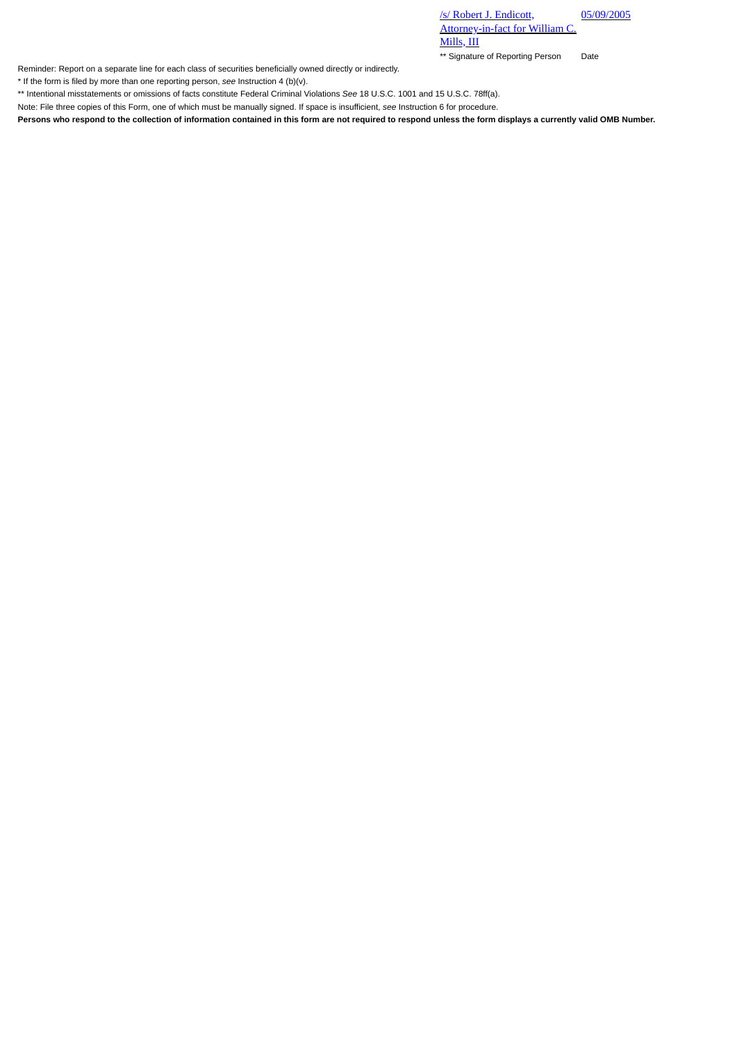| | |
| --- | --- |
| /s/ Robert J. Endicott, Attorney-in-fact for William C. Mills, III | 05/09/2005 |
| ** Signature of Reporting Person | Date |

Reminder: Report on a separate line for each class of securities beneficially owned directly or indirectly.

* If the form is filed by more than one reporting person, *see* Instruction 4 (b)(v).

** Intentional misstatements or omissions of facts constitute Federal Criminal Violations *See* 18 U.S.C. 1001 and 15 U.S.C. 78ff(a).

Note: File three copies of this Form, one of which must be manually signed. If space is insufficient, *see* Instruction 6 for procedure.

**Persons who respond to the collection of information contained in this form are not required to respond unless the form displays a currently valid OMB Number.**